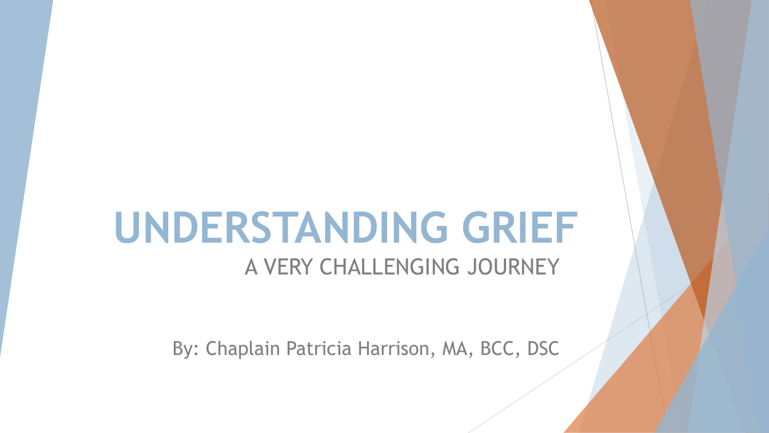# UNDERSTANDING GRIEF

## A VERY CHALLENGING JOURNEY

By: Chaplain Patricia Harrison, MA, BCC, DSC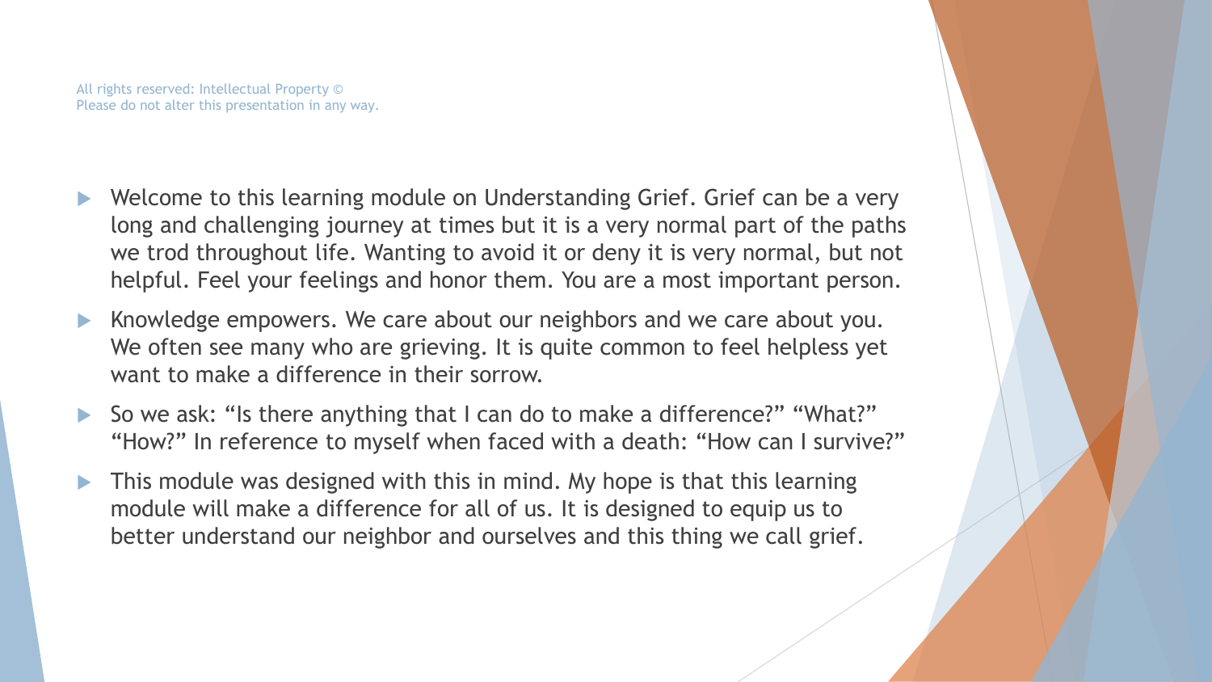All rights reserved: Intellectual Property ©
Please do not alter this presentation in any way.

- Welcome to this learning module on Understanding Grief. Grief can be a very long and challenging journey at times but it is a very normal part of the paths we trod throughout life. Wanting to avoid it or deny it is very normal, but not helpful. Feel your feelings and honor them. You are a most important person.
- Knowledge empowers. We care about our neighbors and we care about you. We often see many who are grieving. It is quite common to feel helpless yet want to make a difference in their sorrow.
- So we ask: “Is there anything that I can do to make a difference?” “What?” “How?” In reference to myself when faced with a death: “How can I survive?”
- This module was designed with this in mind. My hope is that this learning module will make a difference for all of us. It is designed to equip us to better understand our neighbor and ourselves and this thing we call grief.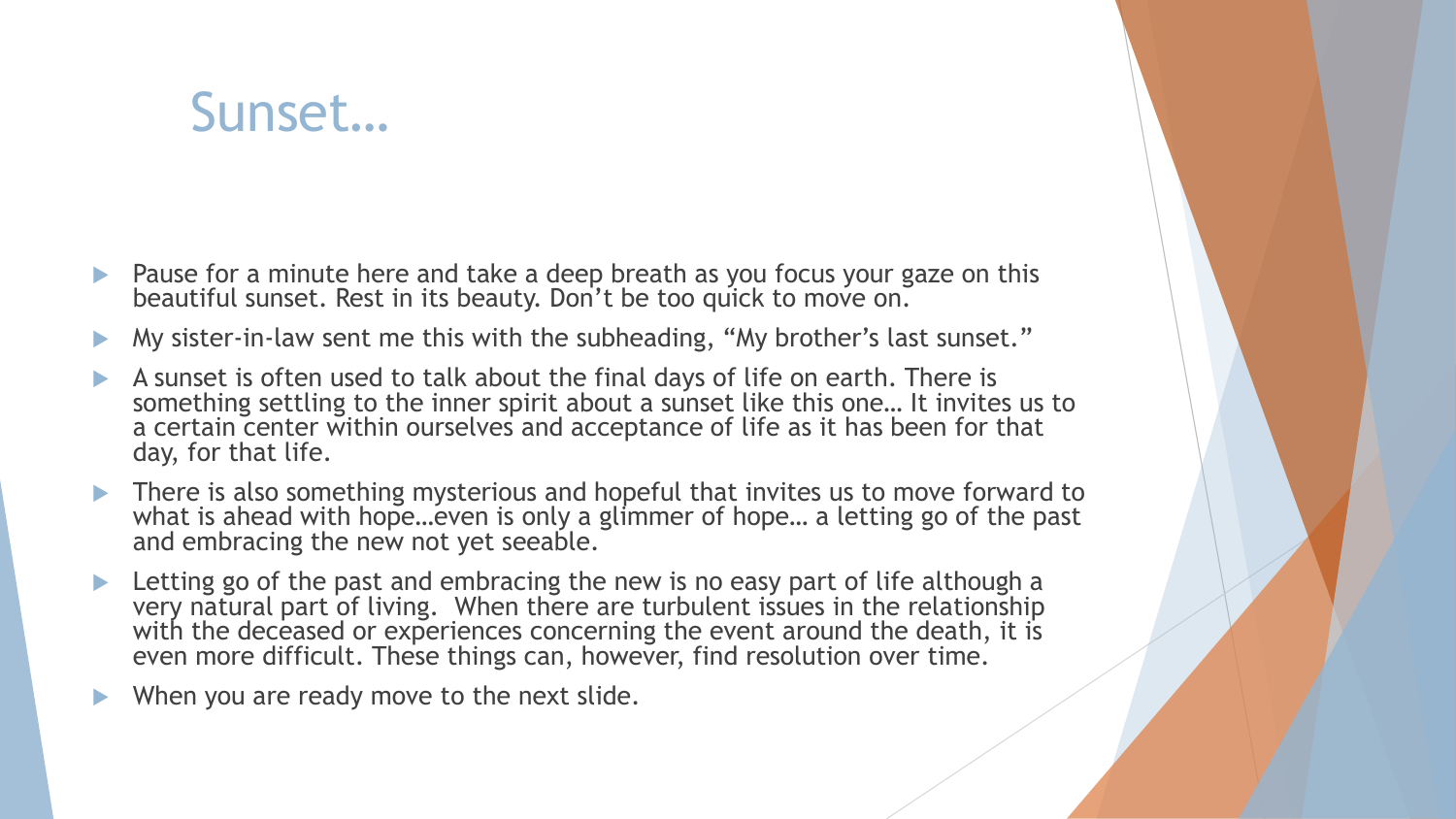# Sunset…

- Pause for a minute here and take a deep breath as you focus your gaze on this beautiful sunset. Rest in its beauty. Don't be too quick to move on.
- My sister-in-law sent me this with the subheading, "My brother's last sunset."
- A sunset is often used to talk about the final days of life on earth. There is something settling to the inner spirit about a sunset like this one… It invites us to a certain center within ourselves and acceptance of life as it has been for that day, for that life.
- There is also something mysterious and hopeful that invites us to move forward to what is ahead with hope…even is only a glimmer of hope… a letting go of the past and embracing the new not yet seeable.
- Letting go of the past and embracing the new is no easy part of life although a very natural part of living. When there are turbulent issues in the relationship with the deceased or experiences concerning the event around the death, it is even more difficult. These things can, however, find resolution over time.
- When you are ready move to the next slide.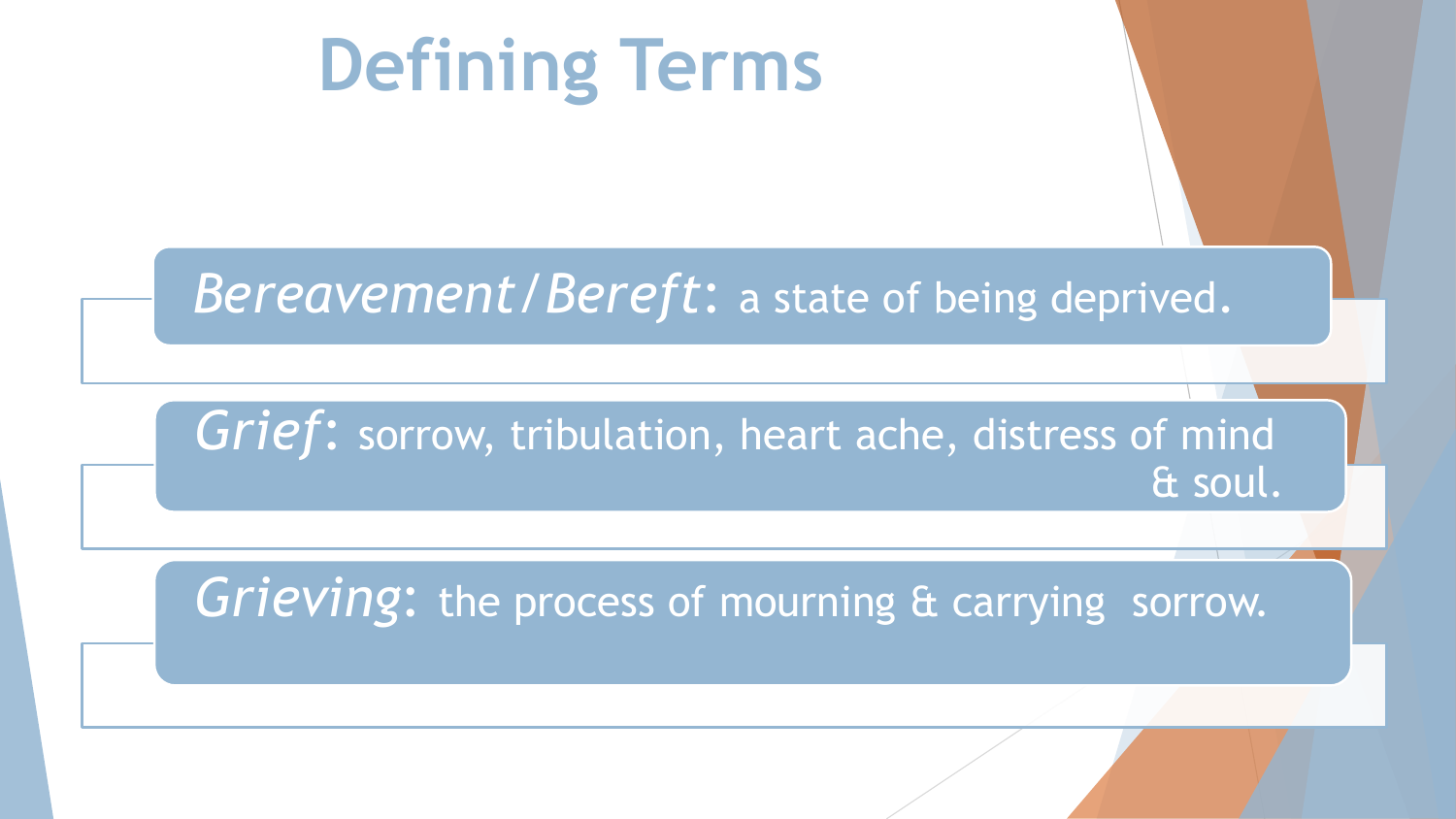# Defining Terms

*Bereavement/Bereft*: a state of being deprived.

*Grief*: sorrow, tribulation, heart ache, distress of mind & soul.

*Grieving*: the process of mourning & carrying sorrow.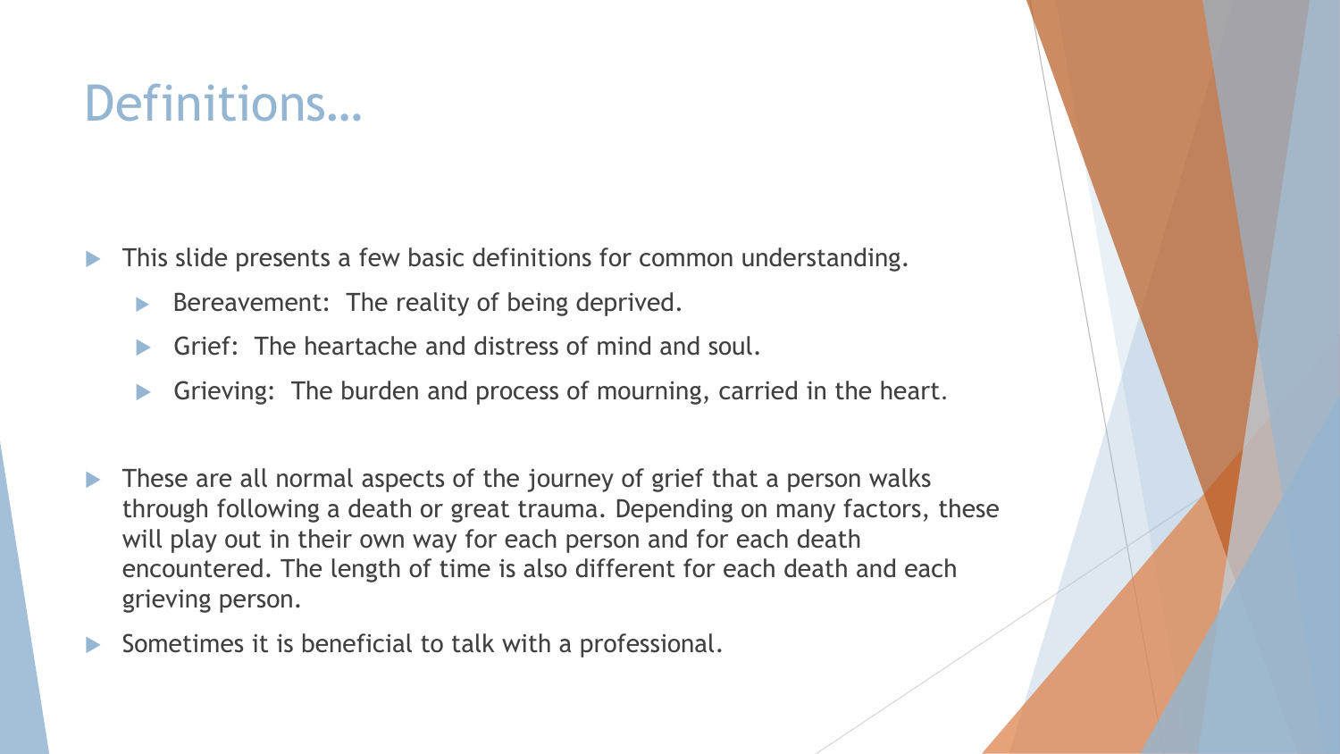# Definitions…

- This slide presents a few basic definitions for common understanding.
  - Bereavement: The reality of being deprived.
  - Grief: The heartache and distress of mind and soul.
  - Grieving: The burden and process of mourning, carried in the heart.
- These are all normal aspects of the journey of grief that a person walks through following a death or great trauma. Depending on many factors, these will play out in their own way for each person and for each death encountered. The length of time is also different for each death and each grieving person.
- Sometimes it is beneficial to talk with a professional.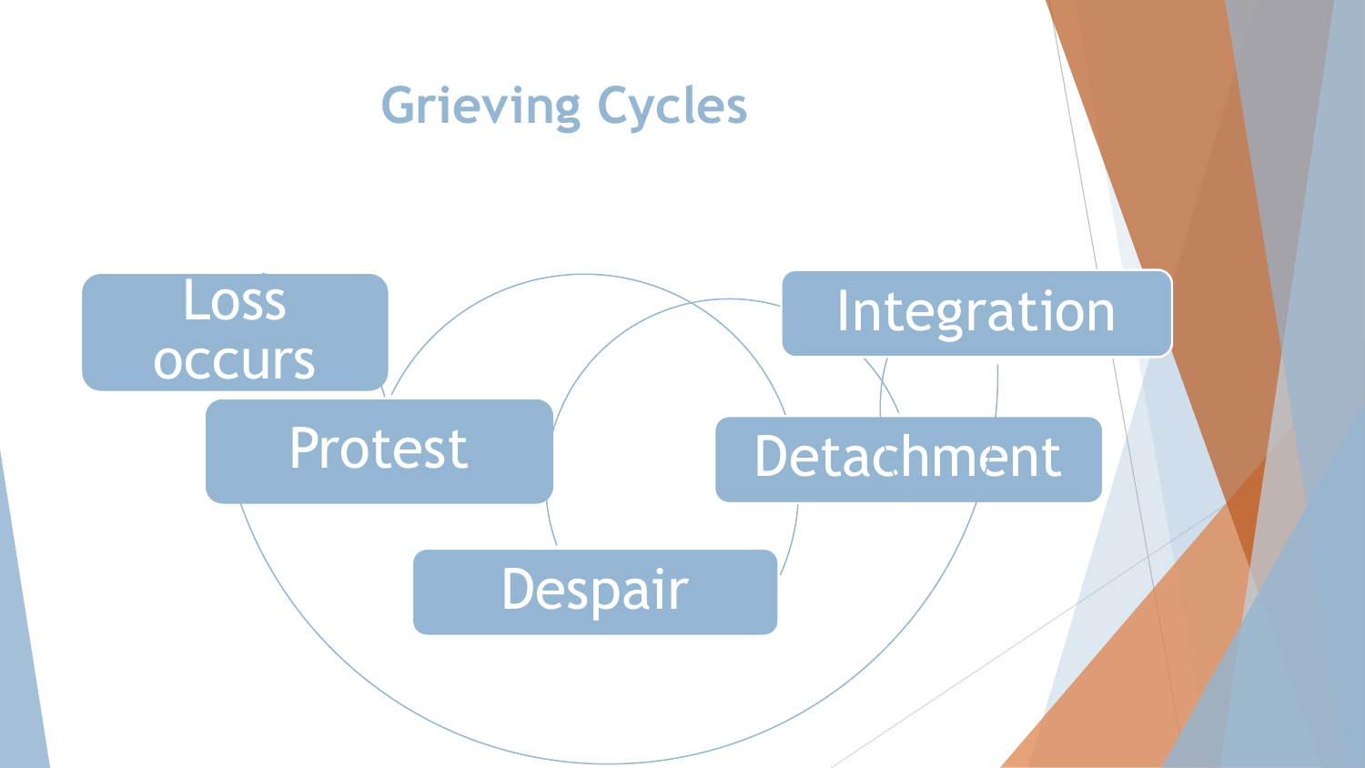# Grieving Cycles

- Loss occurs
- Protest
- Despair
- Detachment
- Integration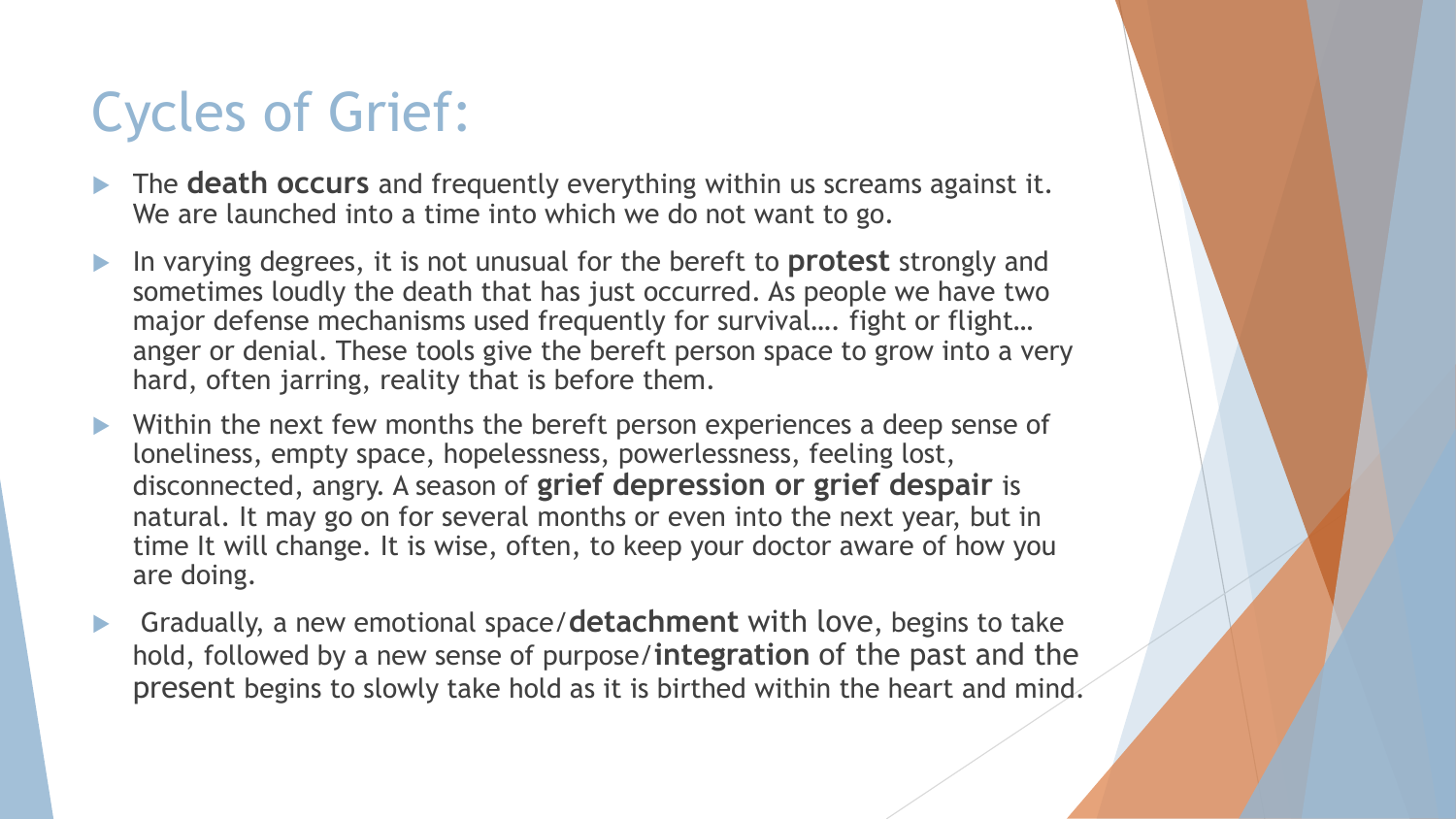# Cycles of Grief:

- The **death occurs** and frequently everything within us screams against it. We are launched into a time into which we do not want to go.
- In varying degrees, it is not unusual for the bereft to **protest** strongly and sometimes loudly the death that has just occurred. As people we have two major defense mechanisms used frequently for survival…. fight or flight… anger or denial. These tools give the bereft person space to grow into a very hard, often jarring, reality that is before them.
- Within the next few months the bereft person experiences a deep sense of loneliness, empty space, hopelessness, powerlessness, feeling lost, disconnected, angry. A season of **grief depression or grief despair** is natural. It may go on for several months or even into the next year, but in time It will change. It is wise, often, to keep your doctor aware of how you are doing.
- Gradually, a new emotional space/**detachment** with love, begins to take hold, followed by a new sense of purpose/**integration** of the past and the present begins to slowly take hold as it is birthed within the heart and mind.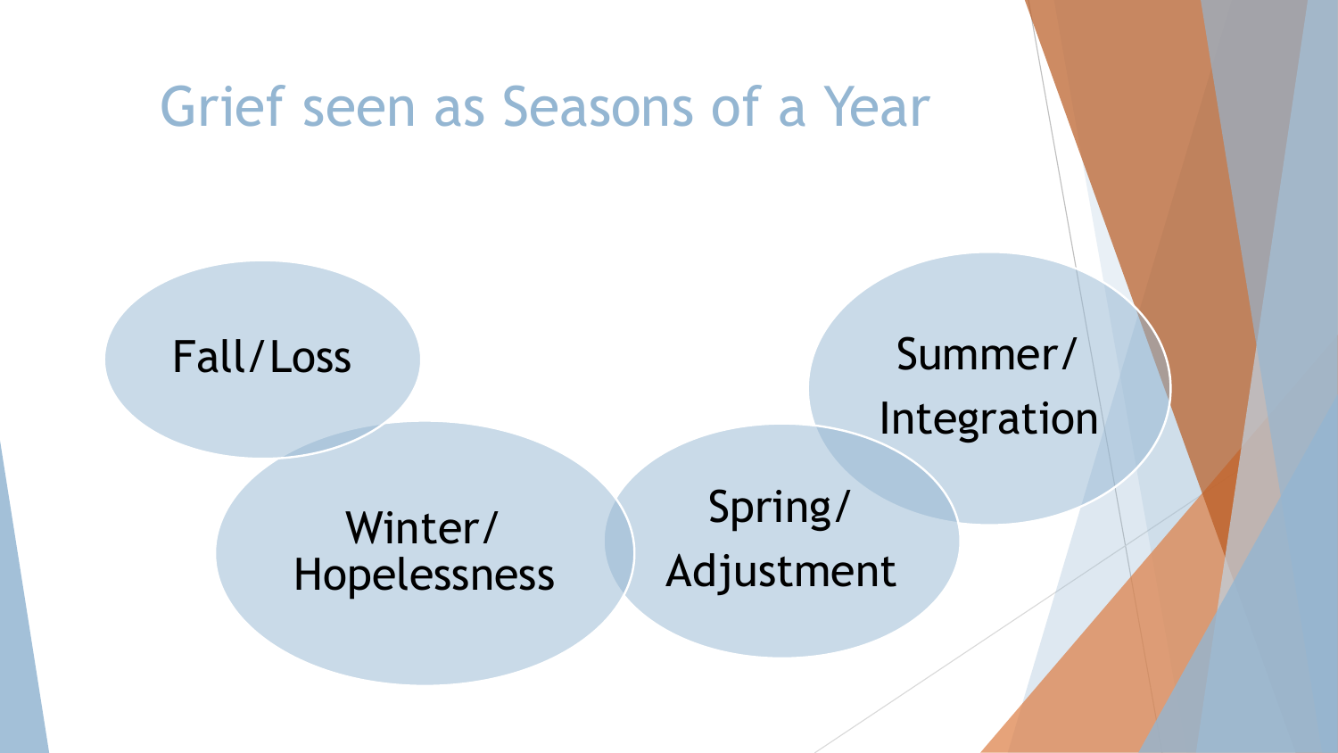# Grief seen as Seasons of a Year

- Fall/Loss
- Winter/ Hopelessness
- Spring/ Adjustment
- Summer/ Integration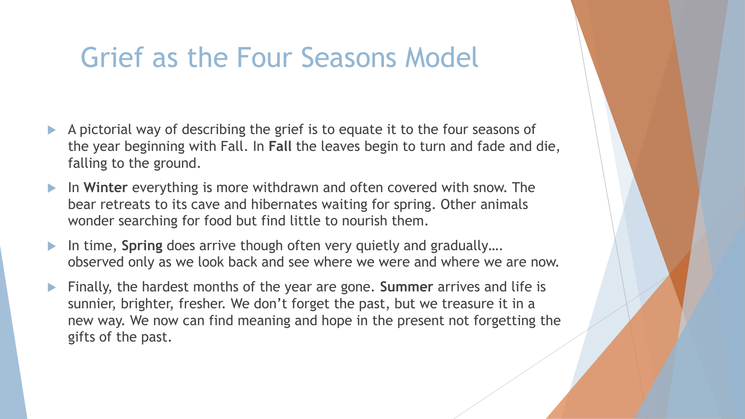# Grief as the Four Seasons Model

- A pictorial way of describing the grief is to equate it to the four seasons of the year beginning with Fall. In **Fall** the leaves begin to turn and fade and die, falling to the ground.
- In **Winter** everything is more withdrawn and often covered with snow. The bear retreats to its cave and hibernates waiting for spring. Other animals wonder searching for food but find little to nourish them.
- In time, **Spring** does arrive though often very quietly and gradually…. observed only as we look back and see where we were and where we are now.
- Finally, the hardest months of the year are gone. **Summer** arrives and life is sunnier, brighter, fresher. We don't forget the past, but we treasure it in a new way. We now can find meaning and hope in the present not forgetting the gifts of the past.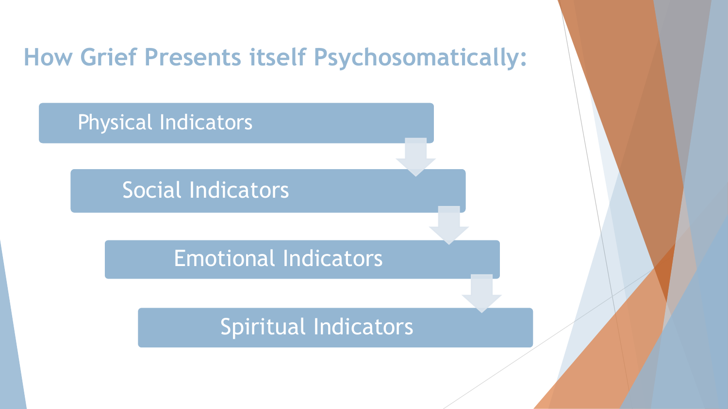# How Grief Presents itself Psychosomatically:

- Physical Indicators
- Social Indicators
- Emotional Indicators
- Spiritual Indicators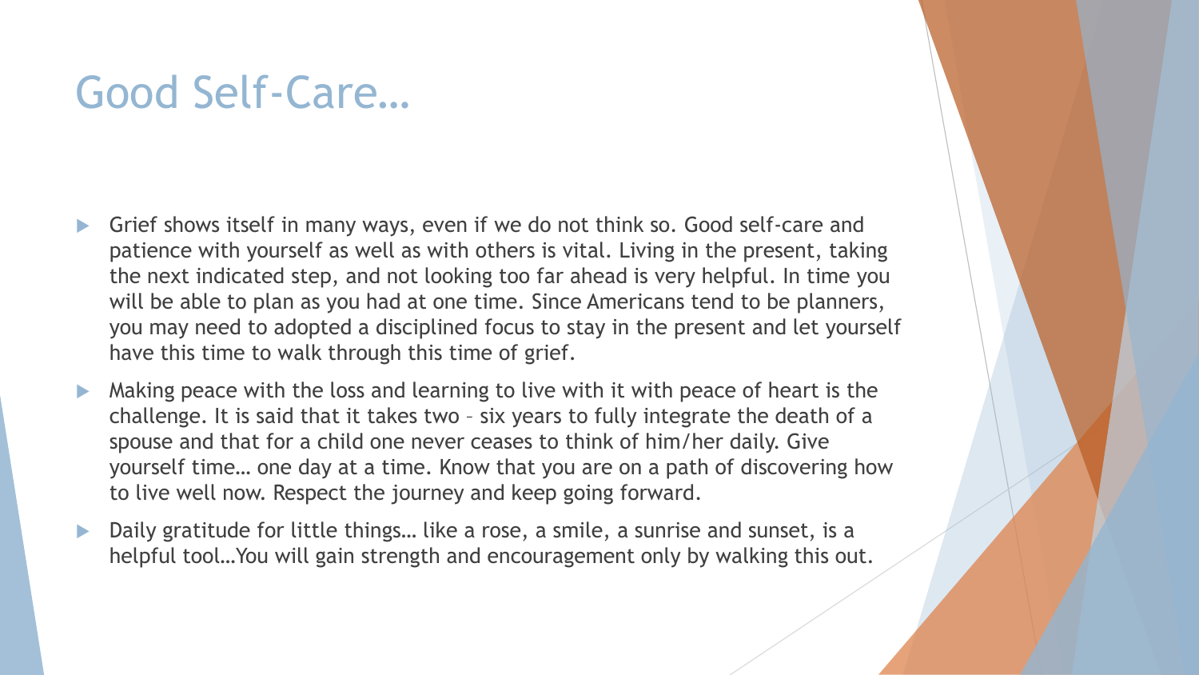# Good Self-Care…

- Grief shows itself in many ways, even if we do not think so. Good self-care and patience with yourself as well as with others is vital. Living in the present, taking the next indicated step, and not looking too far ahead is very helpful. In time you will be able to plan as you had at one time. Since Americans tend to be planners, you may need to adopted a disciplined focus to stay in the present and let yourself have this time to walk through this time of grief.
- Making peace with the loss and learning to live with it with peace of heart is the challenge. It is said that it takes two – six years to fully integrate the death of a spouse and that for a child one never ceases to think of him/her daily. Give yourself time… one day at a time. Know that you are on a path of discovering how to live well now. Respect the journey and keep going forward.
- Daily gratitude for little things… like a rose, a smile, a sunrise and sunset, is a helpful tool…You will gain strength and encouragement only by walking this out.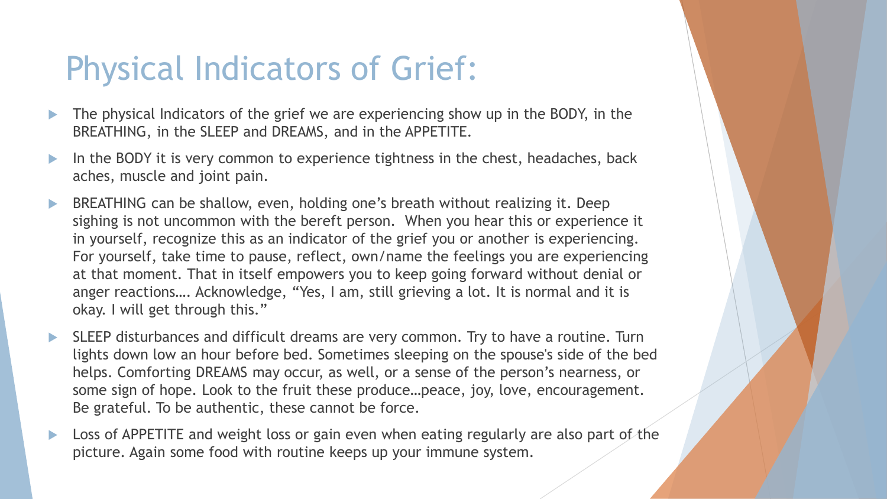# Physical Indicators of Grief:

- The physical Indicators of the grief we are experiencing show up in the BODY, in the BREATHING, in the SLEEP and DREAMS, and in the APPETITE.
- In the BODY it is very common to experience tightness in the chest, headaches, back aches, muscle and joint pain.
- BREATHING can be shallow, even, holding one's breath without realizing it. Deep sighing is not uncommon with the bereft person. When you hear this or experience it in yourself, recognize this as an indicator of the grief you or another is experiencing. For yourself, take time to pause, reflect, own/name the feelings you are experiencing at that moment. That in itself empowers you to keep going forward without denial or anger reactions…. Acknowledge, "Yes, I am, still grieving a lot. It is normal and it is okay. I will get through this."
- SLEEP disturbances and difficult dreams are very common. Try to have a routine. Turn lights down low an hour before bed. Sometimes sleeping on the spouse's side of the bed helps. Comforting DREAMS may occur, as well, or a sense of the person's nearness, or some sign of hope. Look to the fruit these produce…peace, joy, love, encouragement. Be grateful. To be authentic, these cannot be force.
- Loss of APPETITE and weight loss or gain even when eating regularly are also part of the picture. Again some food with routine keeps up your immune system.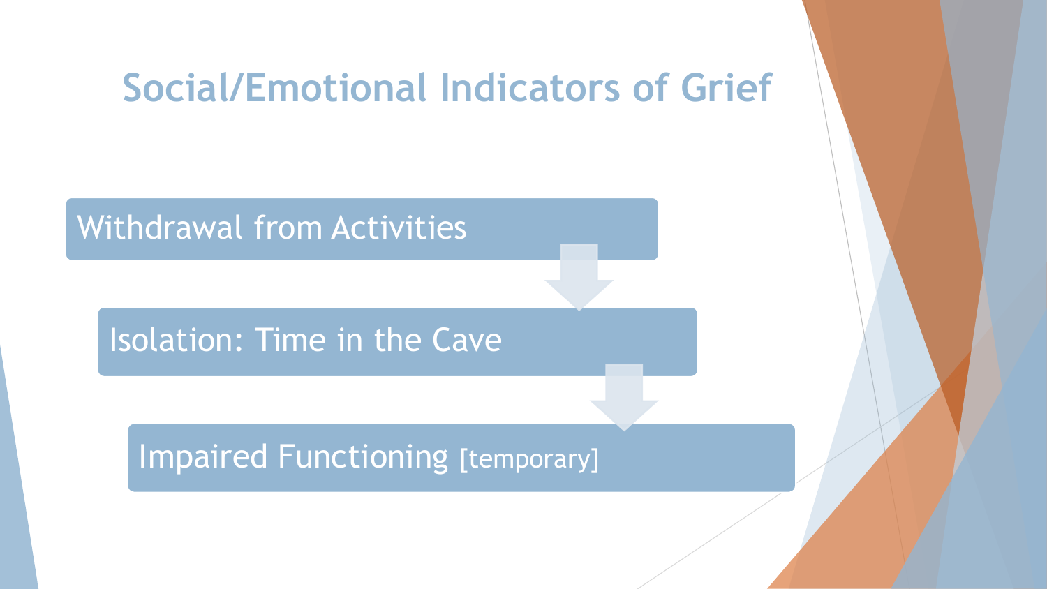# Social/Emotional Indicators of Grief

- Withdrawal from Activities
- Isolation: Time in the Cave
- Impaired Functioning [temporary]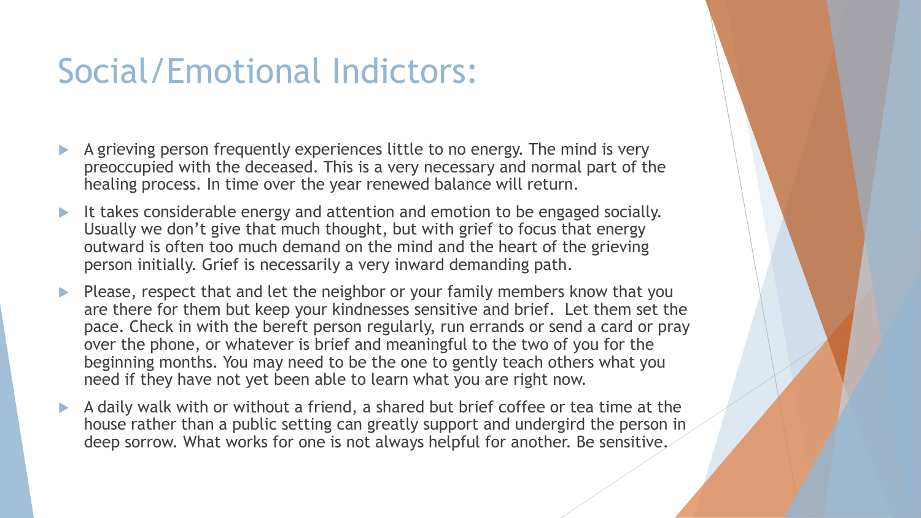# Social/Emotional Indictors:

- A grieving person frequently experiences little to no energy. The mind is very preoccupied with the deceased. This is a very necessary and normal part of the healing process. In time over the year renewed balance will return.
- It takes considerable energy and attention and emotion to be engaged socially. Usually we don't give that much thought, but with grief to focus that energy outward is often too much demand on the mind and the heart of the grieving person initially. Grief is necessarily a very inward demanding path.
- Please, respect that and let the neighbor or your family members know that you are there for them but keep your kindnesses sensitive and brief. Let them set the pace. Check in with the bereft person regularly, run errands or send a card or pray over the phone, or whatever is brief and meaningful to the two of you for the beginning months. You may need to be the one to gently teach others what you need if they have not yet been able to learn what you are right now.
- A daily walk with or without a friend, a shared but brief coffee or tea time at the house rather than a public setting can greatly support and undergird the person in deep sorrow. What works for one is not always helpful for another. Be sensitive.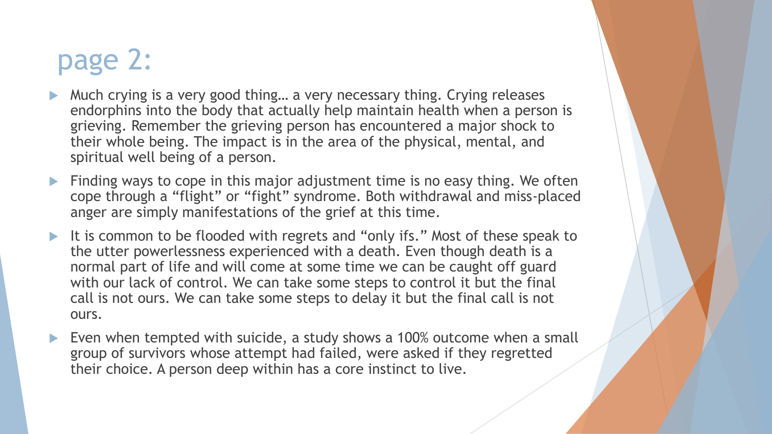# page 2:

- Much crying is a very good thing… a very necessary thing. Crying releases endorphins into the body that actually help maintain health when a person is grieving. Remember the grieving person has encountered a major shock to their whole being. The impact is in the area of the physical, mental, and spiritual well being of a person.
- Finding ways to cope in this major adjustment time is no easy thing. We often cope through a "flight" or "fight" syndrome. Both withdrawal and miss-placed anger are simply manifestations of the grief at this time.
- It is common to be flooded with regrets and "only ifs." Most of these speak to the utter powerlessness experienced with a death. Even though death is a normal part of life and will come at some time we can be caught off guard with our lack of control. We can take some steps to control it but the final call is not ours. We can take some steps to delay it but the final call is not ours.
- Even when tempted with suicide, a study shows a 100% outcome when a small group of survivors whose attempt had failed, were asked if they regretted their choice. A person deep within has a core instinct to live.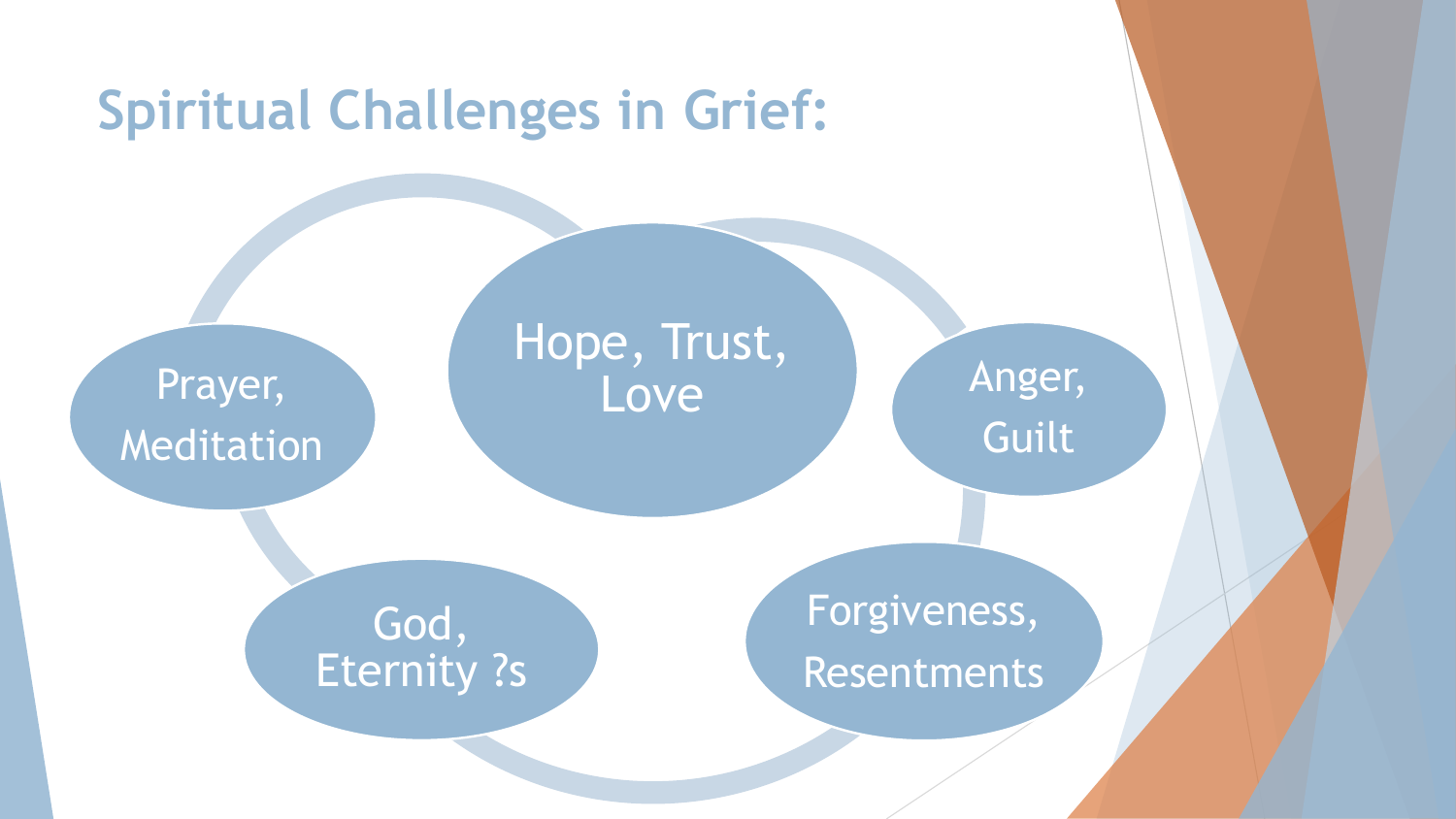# Spiritual Challenges in Grief:

- Hope, Trust, Love
- Anger, Guilt
- Forgiveness, Resentments
- God, Eternity ?s
- Prayer, Meditation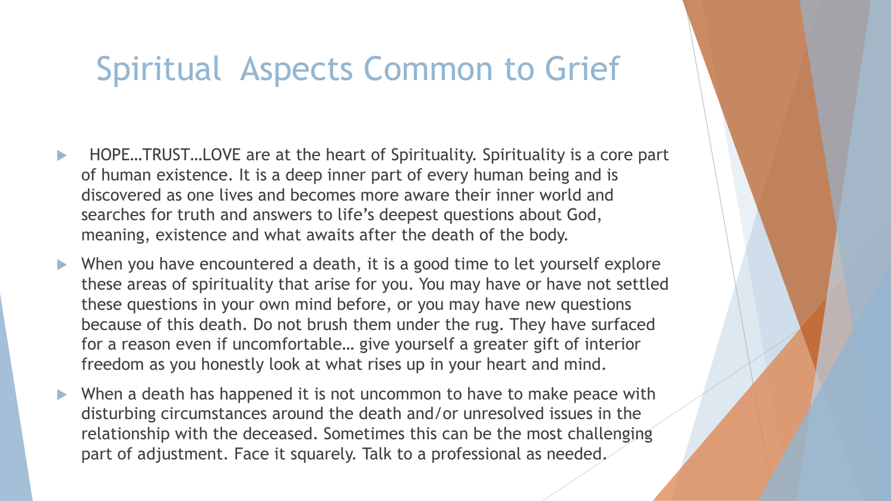# Spiritual Aspects Common to Grief

- HOPE…TRUST…LOVE are at the heart of Spirituality. Spirituality is a core part of human existence. It is a deep inner part of every human being and is discovered as one lives and becomes more aware their inner world and searches for truth and answers to life's deepest questions about God, meaning, existence and what awaits after the death of the body.
- When you have encountered a death, it is a good time to let yourself explore these areas of spirituality that arise for you. You may have or have not settled these questions in your own mind before, or you may have new questions because of this death. Do not brush them under the rug. They have surfaced for a reason even if uncomfortable… give yourself a greater gift of interior freedom as you honestly look at what rises up in your heart and mind.
- When a death has happened it is not uncommon to have to make peace with disturbing circumstances around the death and/or unresolved issues in the relationship with the deceased. Sometimes this can be the most challenging part of adjustment. Face it squarely. Talk to a professional as needed.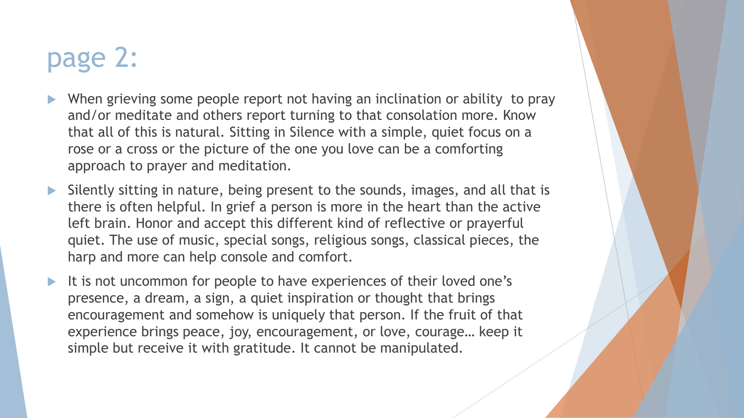# page 2:

- When grieving some people report not having an inclination or ability to pray and/or meditate and others report turning to that consolation more. Know that all of this is natural. Sitting in Silence with a simple, quiet focus on a rose or a cross or the picture of the one you love can be a comforting approach to prayer and meditation.
- Silently sitting in nature, being present to the sounds, images, and all that is there is often helpful. In grief a person is more in the heart than the active left brain. Honor and accept this different kind of reflective or prayerful quiet. The use of music, special songs, religious songs, classical pieces, the harp and more can help console and comfort.
- It is not uncommon for people to have experiences of their loved one's presence, a dream, a sign, a quiet inspiration or thought that brings encouragement and somehow is uniquely that person. If the fruit of that experience brings peace, joy, encouragement, or love, courage… keep it simple but receive it with gratitude. It cannot be manipulated.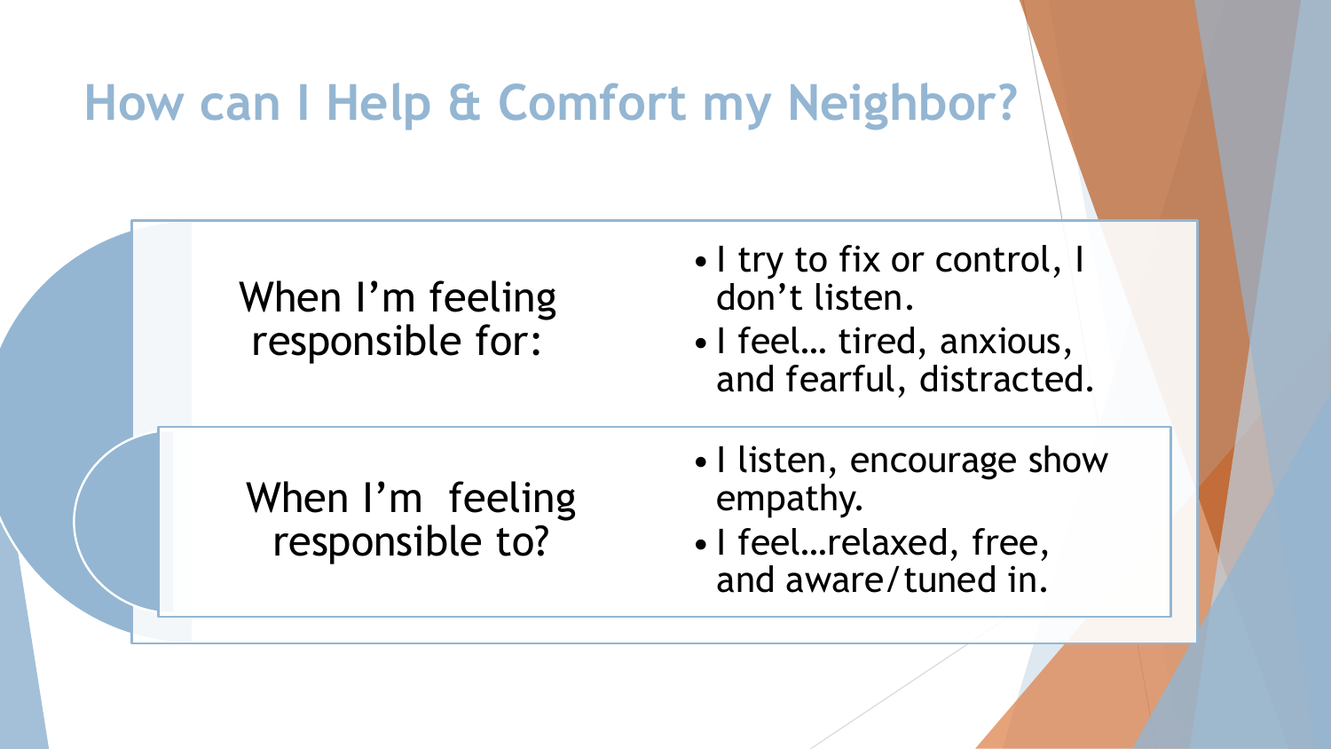# How can I Help & Comfort my Neighbor?

| | |
|---|---|
| When I'm feeling responsible for: | • I try to fix or control, I don't listen.<br>• I feel… tired, anxious, and fearful, distracted. |
| When I'm feeling responsible to? | • I listen, encourage show empathy.<br>• I feel…relaxed, free, and aware/tuned in. |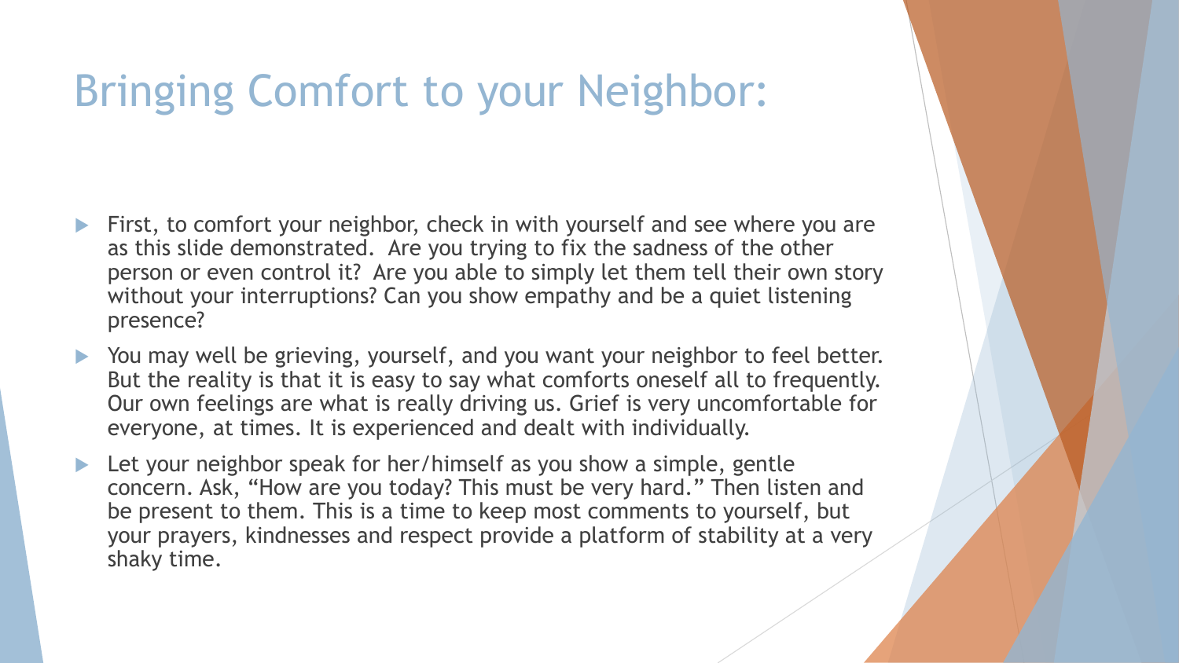# Bringing Comfort to your Neighbor:

- First, to comfort your neighbor, check in with yourself and see where you are as this slide demonstrated. Are you trying to fix the sadness of the other person or even control it? Are you able to simply let them tell their own story without your interruptions? Can you show empathy and be a quiet listening presence?
- You may well be grieving, yourself, and you want your neighbor to feel better. But the reality is that it is easy to say what comforts oneself all to frequently. Our own feelings are what is really driving us. Grief is very uncomfortable for everyone, at times. It is experienced and dealt with individually.
- Let your neighbor speak for her/himself as you show a simple, gentle concern. Ask, "How are you today? This must be very hard." Then listen and be present to them. This is a time to keep most comments to yourself, but your prayers, kindnesses and respect provide a platform of stability at a very shaky time.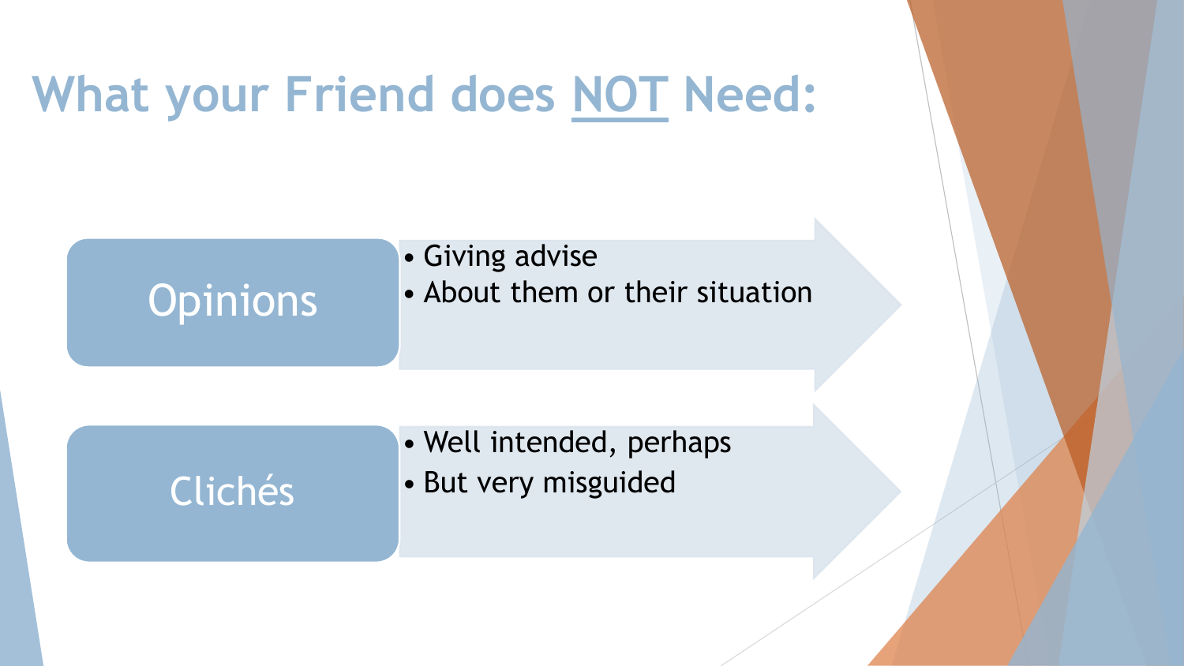# What your Friend does NOT Need:

## Opinions

- Giving advise
- About them or their situation

## Clichés

- Well intended, perhaps
- But very misguided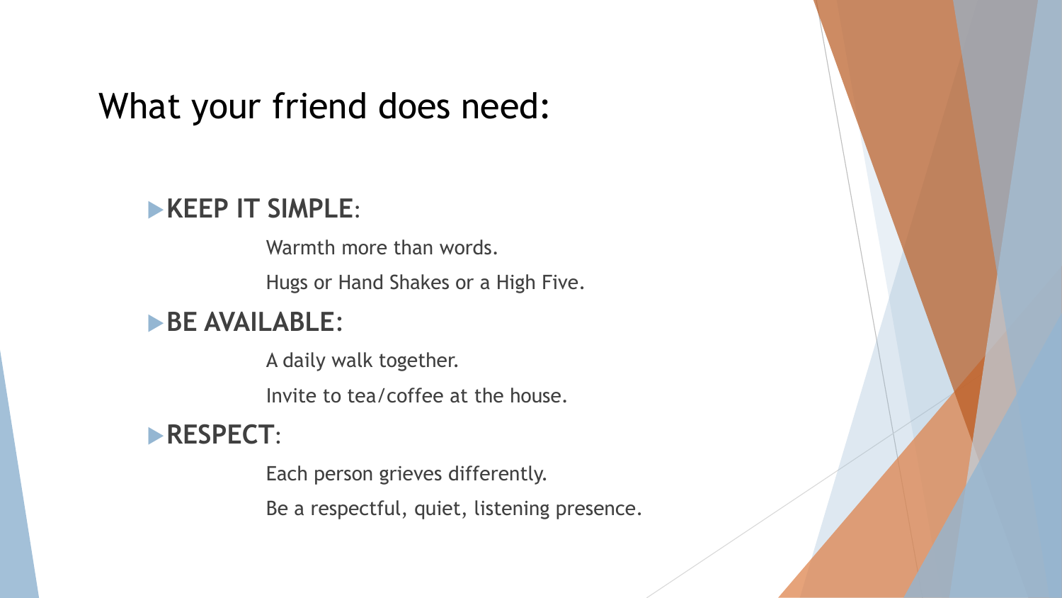# What your friend does need:

- **KEEP IT SIMPLE**:

  Warmth more than words.

  Hugs or Hand Shakes or a High Five.

- **BE AVAILABLE**:

  A daily walk together.

  Invite to tea/coffee at the house.

- **RESPECT**:

  Each person grieves differently.

  Be a respectful, quiet, listening presence.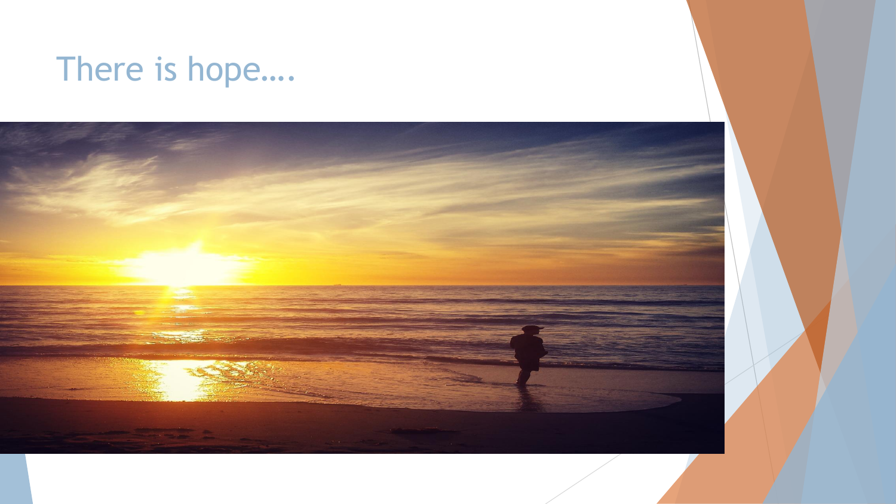# There is hope….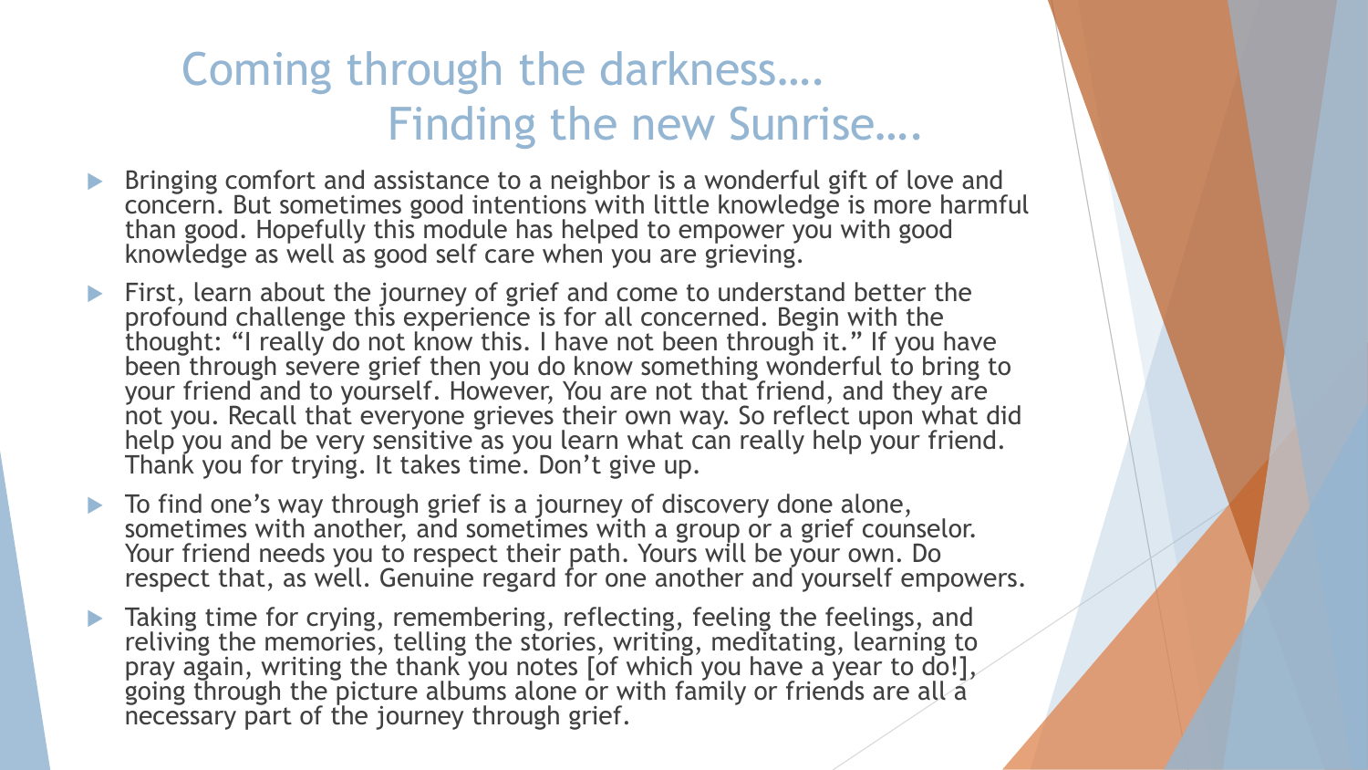# Coming through the darkness…. Finding the new Sunrise….

- Bringing comfort and assistance to a neighbor is a wonderful gift of love and concern. But sometimes good intentions with little knowledge is more harmful than good. Hopefully this module has helped to empower you with good knowledge as well as good self care when you are grieving.
- First, learn about the journey of grief and come to understand better the profound challenge this experience is for all concerned. Begin with the thought: "I really do not know this. I have not been through it." If you have been through severe grief then you do know something wonderful to bring to your friend and to yourself. However, You are not that friend, and they are not you. Recall that everyone grieves their own way. So reflect upon what did help you and be very sensitive as you learn what can really help your friend. Thank you for trying. It takes time. Don't give up.
- To find one's way through grief is a journey of discovery done alone, sometimes with another, and sometimes with a group or a grief counselor. Your friend needs you to respect their path. Yours will be your own. Do respect that, as well. Genuine regard for one another and yourself empowers.
- Taking time for crying, remembering, reflecting, feeling the feelings, and reliving the memories, telling the stories, writing, meditating, learning to pray again, writing the thank you notes [of which you have a year to do!], going through the picture albums alone or with family or friends are all a necessary part of the journey through grief.